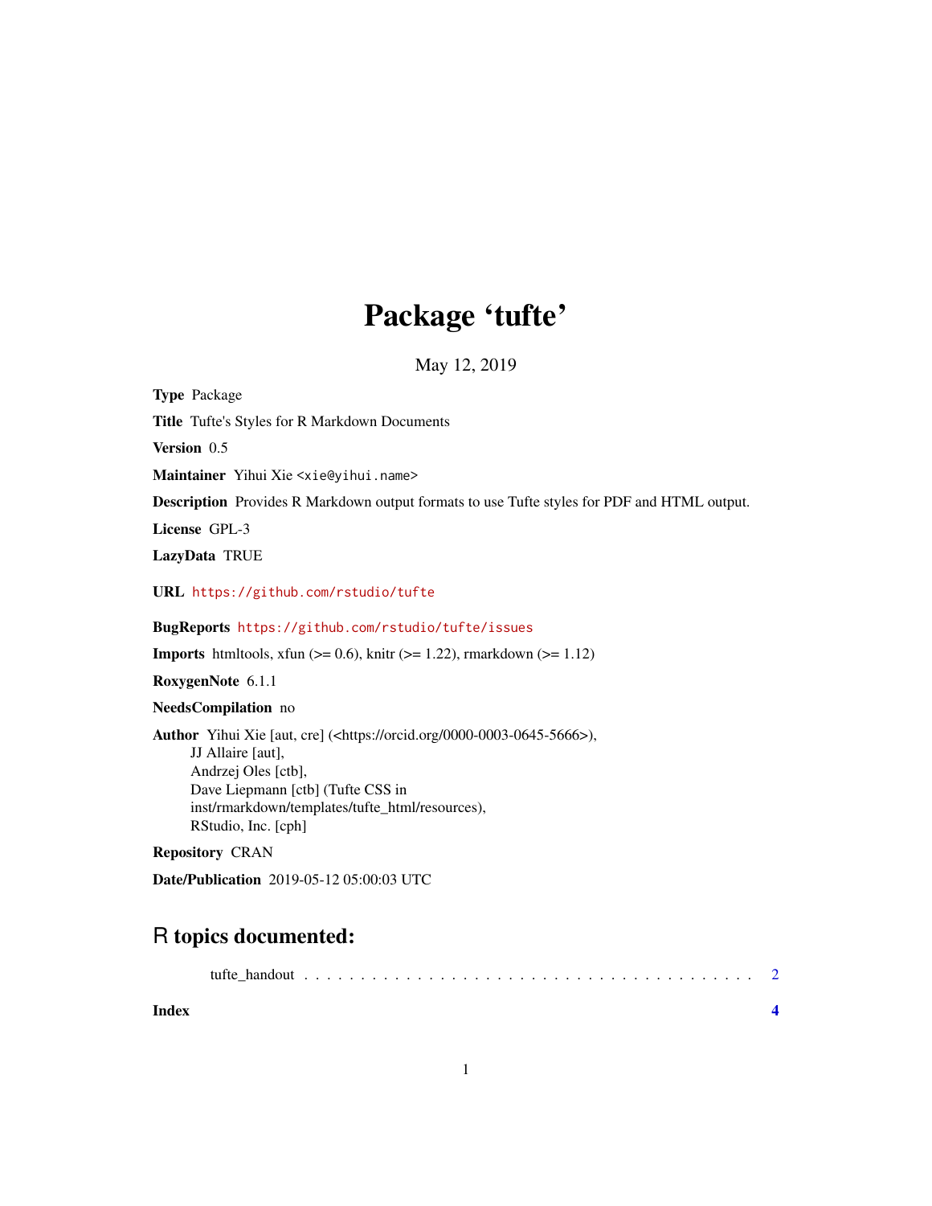# Package 'tufte'

May 12, 2019

**Type** Package

**Title** Tufte's Styles for R Markdown Documents

**Version** 0.5

**Maintainer** Yihui Xie <xie@yihui.name>

**Description** Provides R Markdown output formats to use Tufte styles for PDF and HTML output.

**License** GPL-3

**LazyData** TRUE

**URL** https://github.com/rstudio/tufte

**BugReports** https://github.com/rstudio/tufte/issues

**Imports** htmltools, xfun (>= 0.6), knitr (>= 1.22), rmarkdown (>= 1.12)

**RoxygenNote** 6.1.1

**NeedsCompilation** no

**Author** Yihui Xie [aut, cre] (<https://orcid.org/0000-0003-0645-5666>),
JJ Allaire [aut],
Andrzej Oles [ctb],
Dave Liepmann [ctb] (Tufte CSS in
inst/rmarkdown/templates/tufte_html/resources),
RStudio, Inc. [cph]

**Repository** CRAN

**Date/Publication** 2019-05-12 05:00:03 UTC

## R topics documented:

tufte_handout . . . . . . . . . . . . . . . . . . . . . . . . . . . . . . . . . . . . . . . . 2

**Index** **4**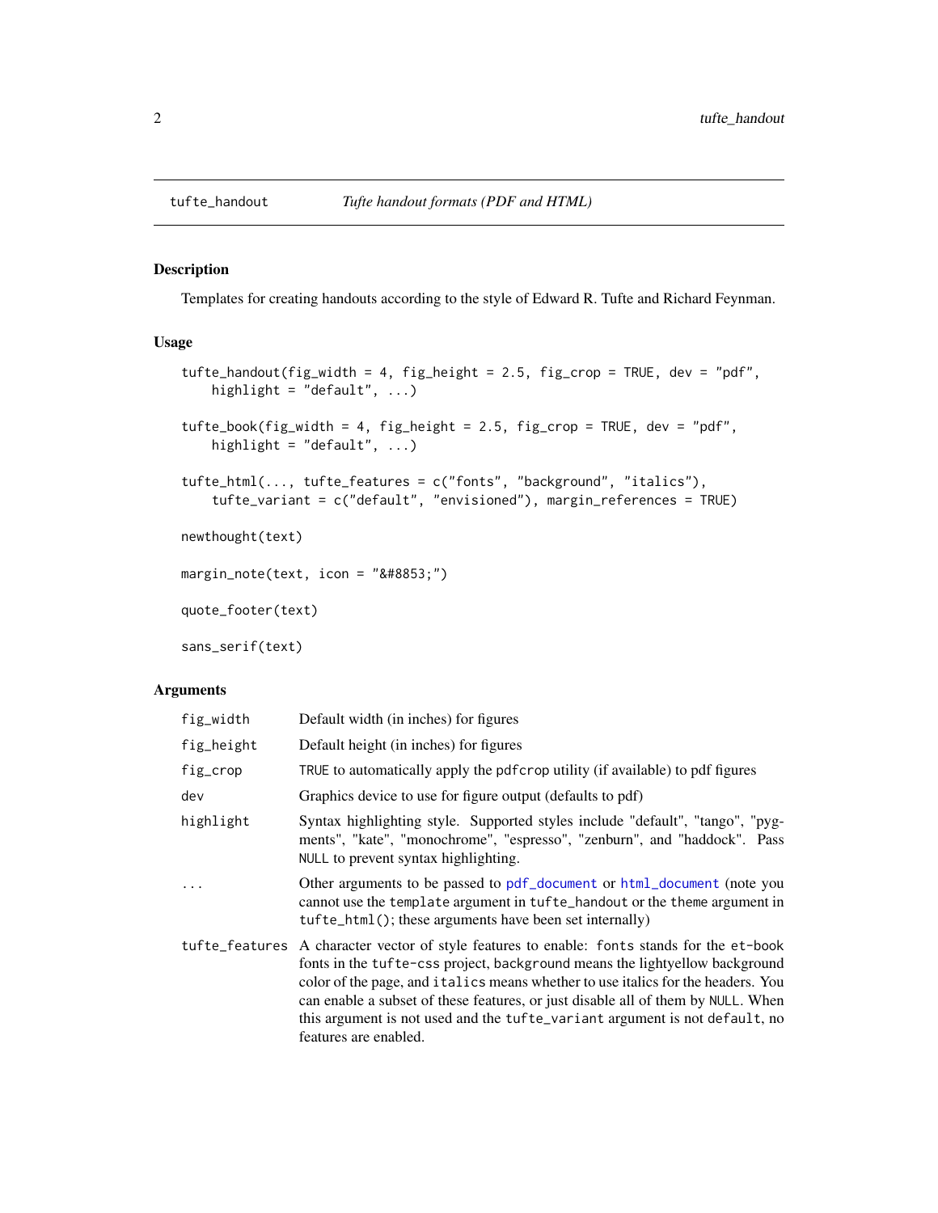tufte_handout — *Tufte handout formats (PDF and HTML)*

## Description

Templates for creating handouts according to the style of Edward R. Tufte and Richard Feynman.

## Usage

```
tufte_handout(fig_width = 4, fig_height = 2.5, fig_crop = TRUE, dev = "pdf",
    highlight = "default", ...)

tufte_book(fig_width = 4, fig_height = 2.5, fig_crop = TRUE, dev = "pdf",
    highlight = "default", ...)

tufte_html(..., tufte_features = c("fonts", "background", "italics"),
    tufte_variant = c("default", "envisioned"), margin_references = TRUE)

newthought(text)

margin_note(text, icon = "&#8853;")

quote_footer(text)

sans_serif(text)
```

## Arguments

| | |
|---|---|
| `fig_width` | Default width (in inches) for figures |
| `fig_height` | Default height (in inches) for figures |
| `fig_crop` | `TRUE` to automatically apply the `pdfcrop` utility (if available) to pdf figures |
| `dev` | Graphics device to use for figure output (defaults to pdf) |
| `highlight` | Syntax highlighting style. Supported styles include "default", "tango", "pygments", "kate", "monochrome", "espresso", "zenburn", and "haddock". Pass `NULL` to prevent syntax highlighting. |
| `...` | Other arguments to be passed to `pdf_document` or `html_document` (note you cannot use the `template` argument in `tufte_handout` or the `theme` argument in `tufte_html()`; these arguments have been set internally) |
| `tufte_features` | A character vector of style features to enable: `fonts` stands for the `et-book` fonts in the `tufte-css` project, `background` means the lightyellow background color of the page, and `italics` means whether to use italics for the headers. You can enable a subset of these features, or just disable all of them by `NULL`. When this argument is not used and the `tufte_variant` argument is not `default`, no features are enabled. |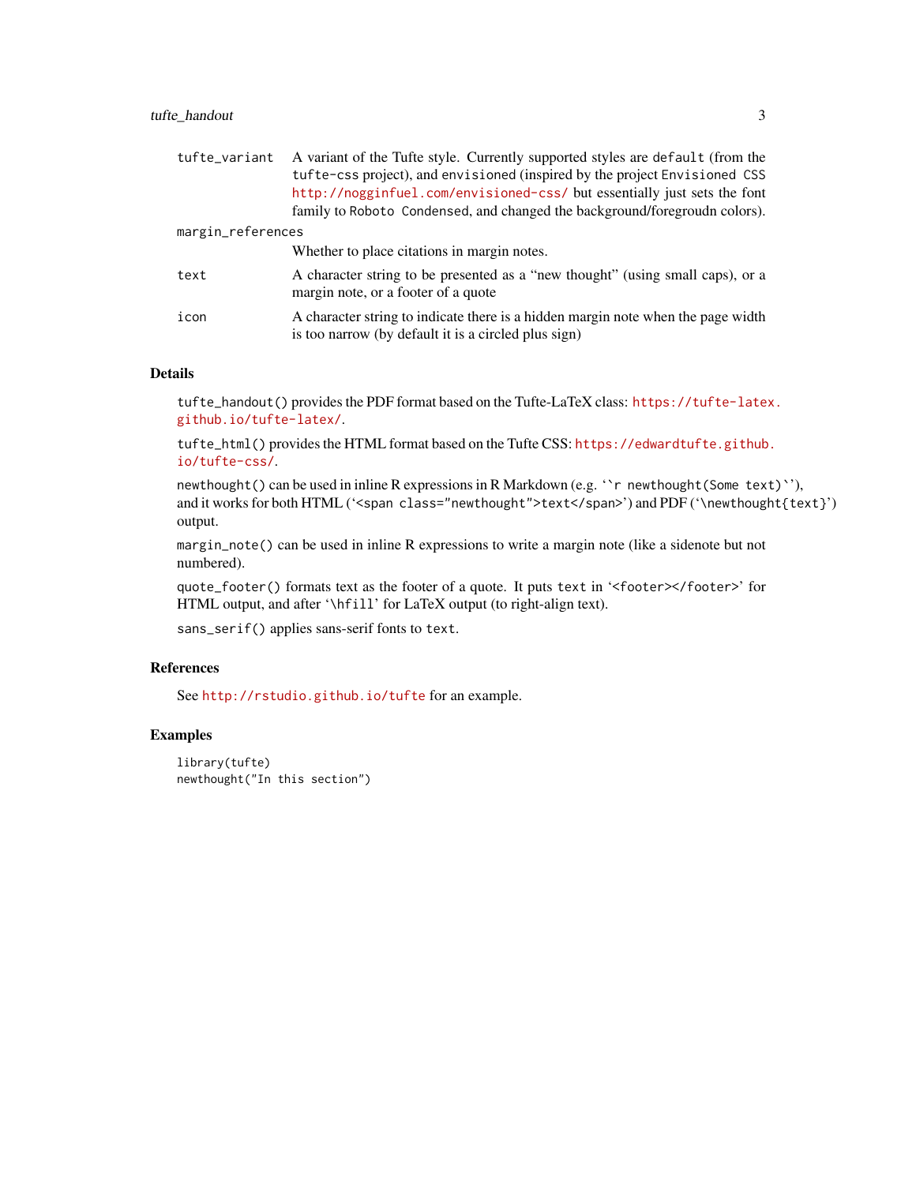| | |
|---|---|
| `tufte_variant` | A variant of the Tufte style. Currently supported styles are `default` (from the `tufte-css` project), and `envisioned` (inspired by the project `Envisioned CSS` http://nogginfuel.com/envisioned-css/ but essentially just sets the font family to `Roboto Condensed`, and changed the background/foregroudn colors). |
| `margin_references` | Whether to place citations in margin notes. |
| `text` | A character string to be presented as a "new thought" (using small caps), or a margin note, or a footer of a quote |
| `icon` | A character string to indicate there is a hidden margin note when the page width is too narrow (by default it is a circled plus sign) |

### Details

`tufte_handout()` provides the PDF format based on the Tufte-LaTeX class: https://tufte-latex.github.io/tufte-latex/.

`tufte_html()` provides the HTML format based on the Tufte CSS: https://edwardtufte.github.io/tufte-css/.

`newthought()` can be used in inline R expressions in R Markdown (e.g. `` `r newthought(Some text)` ``), and it works for both HTML (`<span class="newthought">text</span>`) and PDF (`\newthought{text}`) output.

`margin_note()` can be used in inline R expressions to write a margin note (like a sidenote but not numbered).

`quote_footer()` formats text as the footer of a quote. It puts `text` in `<footer></footer>` for HTML output, and after `\hfill` for LaTeX output (to right-align text).

`sans_serif()` applies sans-serif fonts to `text`.

### References

See http://rstudio.github.io/tufte for an example.

### Examples

```
library(tufte)
newthought("In this section")
```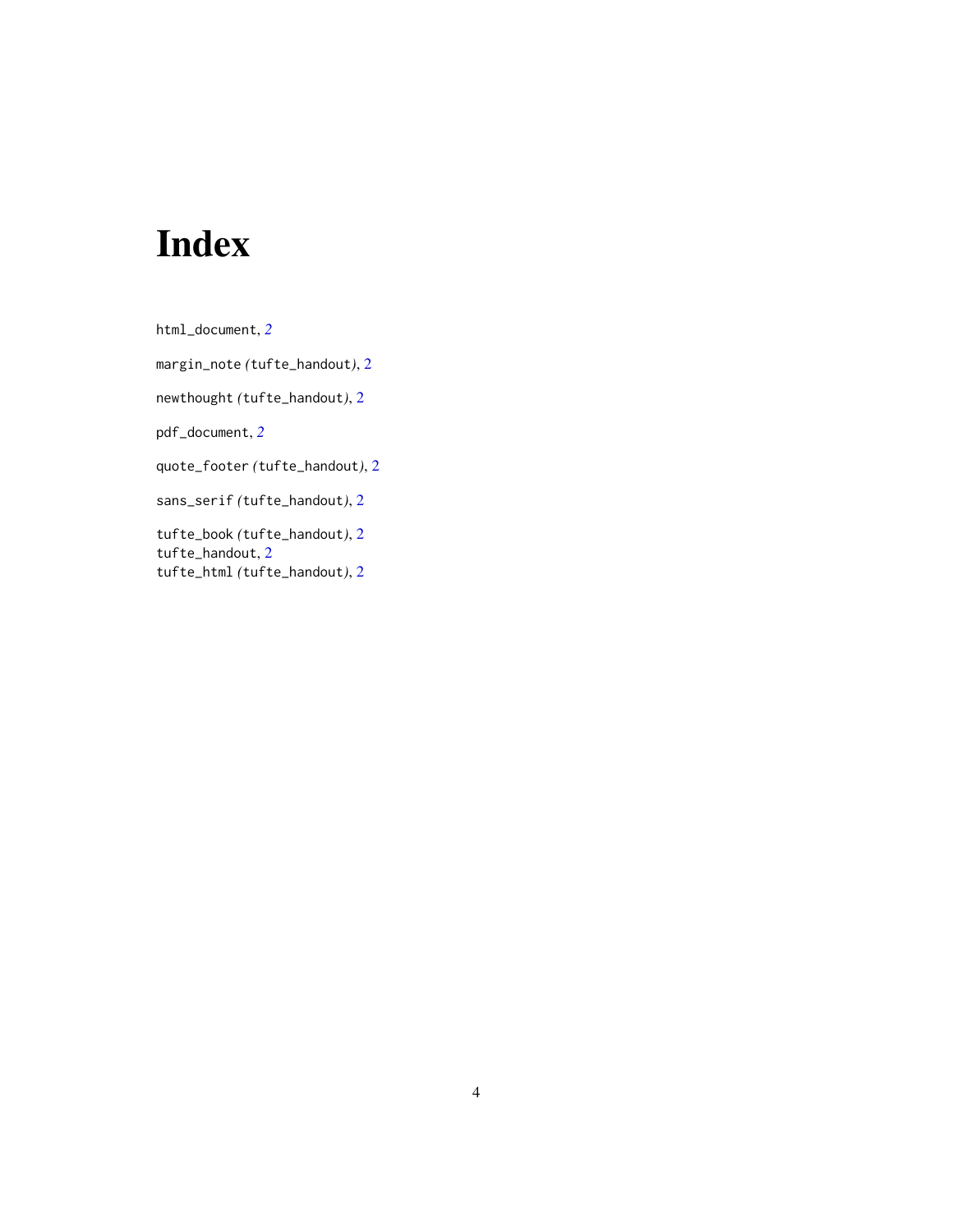# Index

html_document, *2*

margin_note *(*tufte_handout*)*, 2

newthought *(*tufte_handout*)*, 2

pdf_document, *2*

quote_footer *(*tufte_handout*)*, 2

sans_serif *(*tufte_handout*)*, 2

tufte_book *(*tufte_handout*)*, 2
tufte_handout, 2
tufte_html *(*tufte_handout*)*, 2